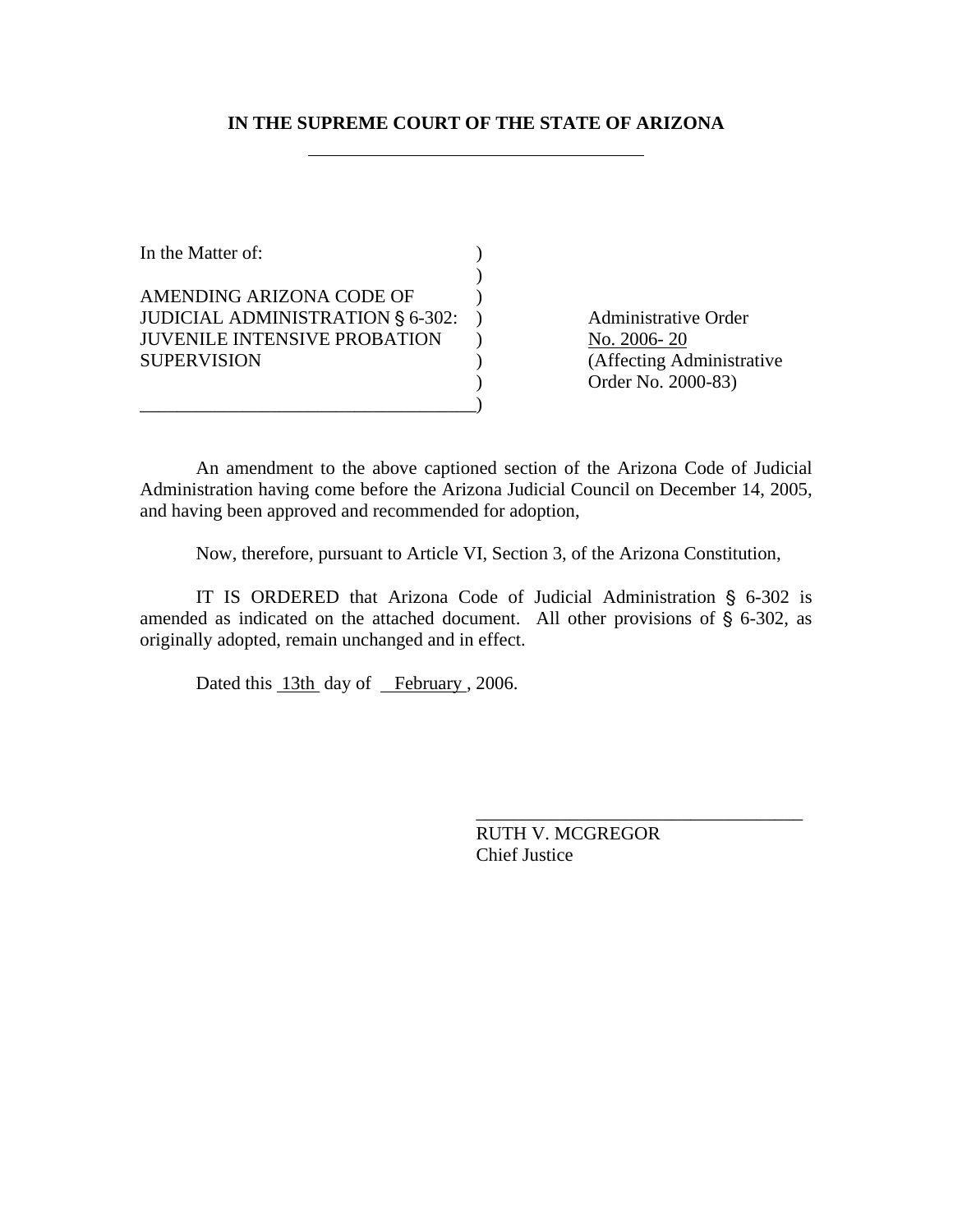**IN THE SUPREME COURT OF THE STATE OF ARIZONA**

---

| In the Matter of: | |
|---|---|
| AMENDING ARIZONA CODE OF JUDICIAL ADMINISTRATION § 6-302: JUVENILE INTENSIVE PROBATION SUPERVISION | Administrative Order No. 2006- 20 (Affecting Administrative Order No. 2000-83) |

An amendment to the above captioned section of the Arizona Code of Judicial Administration having come before the Arizona Judicial Council on December 14, 2005, and having been approved and recommended for adoption,

Now, therefore, pursuant to Article VI, Section 3, of the Arizona Constitution,

IT IS ORDERED that Arizona Code of Judicial Administration § 6-302 is amended as indicated on the attached document. All other provisions of § 6-302, as originally adopted, remain unchanged and in effect.

Dated this 13th day of February, 2006.

\_\_\_\_\_\_\_\_\_\_\_\_\_\_\_\_\_\_\_\_\_\_\_\_\_\_\_\_\_\_\_\_\_\_\_

RUTH V. MCGREGOR  
Chief Justice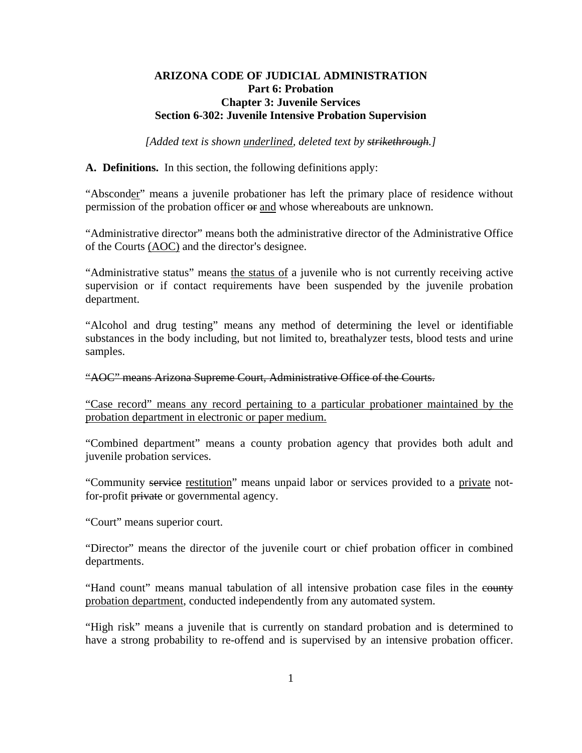**ARIZONA CODE OF JUDICIAL ADMINISTRATION**
**Part 6: Probation**
**Chapter 3: Juvenile Services**
**Section 6-302: Juvenile Intensive Probation Supervision**

*[Added text is shown <u>underlined</u>, deleted text by ~~strikethrough~~.]*

**A. Definitions.** In this section, the following definitions apply:

"Abscond<u>er</u>" means a juvenile probationer has left the primary place of residence without permission of the probation officer ~~or~~ <u>and</u> whose whereabouts are unknown.

"Administrative director" means both the administrative director of the Administrative Office of the Courts <u>(AOC)</u> and the director's designee.

"Administrative status" means <u>the status of</u> a juvenile who is not currently receiving active supervision or if contact requirements have been suspended by the juvenile probation department.

"Alcohol and drug testing" means any method of determining the level or identifiable substances in the body including, but not limited to, breathalyzer tests, blood tests and urine samples.

~~"AOC" means Arizona Supreme Court, Administrative Office of the Courts.~~

<u>"Case record" means any record pertaining to a particular probationer maintained by the probation department in electronic or paper medium.</u>

"Combined department" means a county probation agency that provides both adult and juvenile probation services.

"Community ~~service~~ <u>restitution</u>" means unpaid labor or services provided to a <u>private</u> not-for-profit ~~private~~ or governmental agency.

"Court" means superior court.

"Director" means the director of the juvenile court or chief probation officer in combined departments.

"Hand count" means manual tabulation of all intensive probation case files in the ~~county~~ <u>probation department</u>, conducted independently from any automated system.

"High risk" means a juvenile that is currently on standard probation and is determined to have a strong probability to re-offend and is supervised by an intensive probation officer.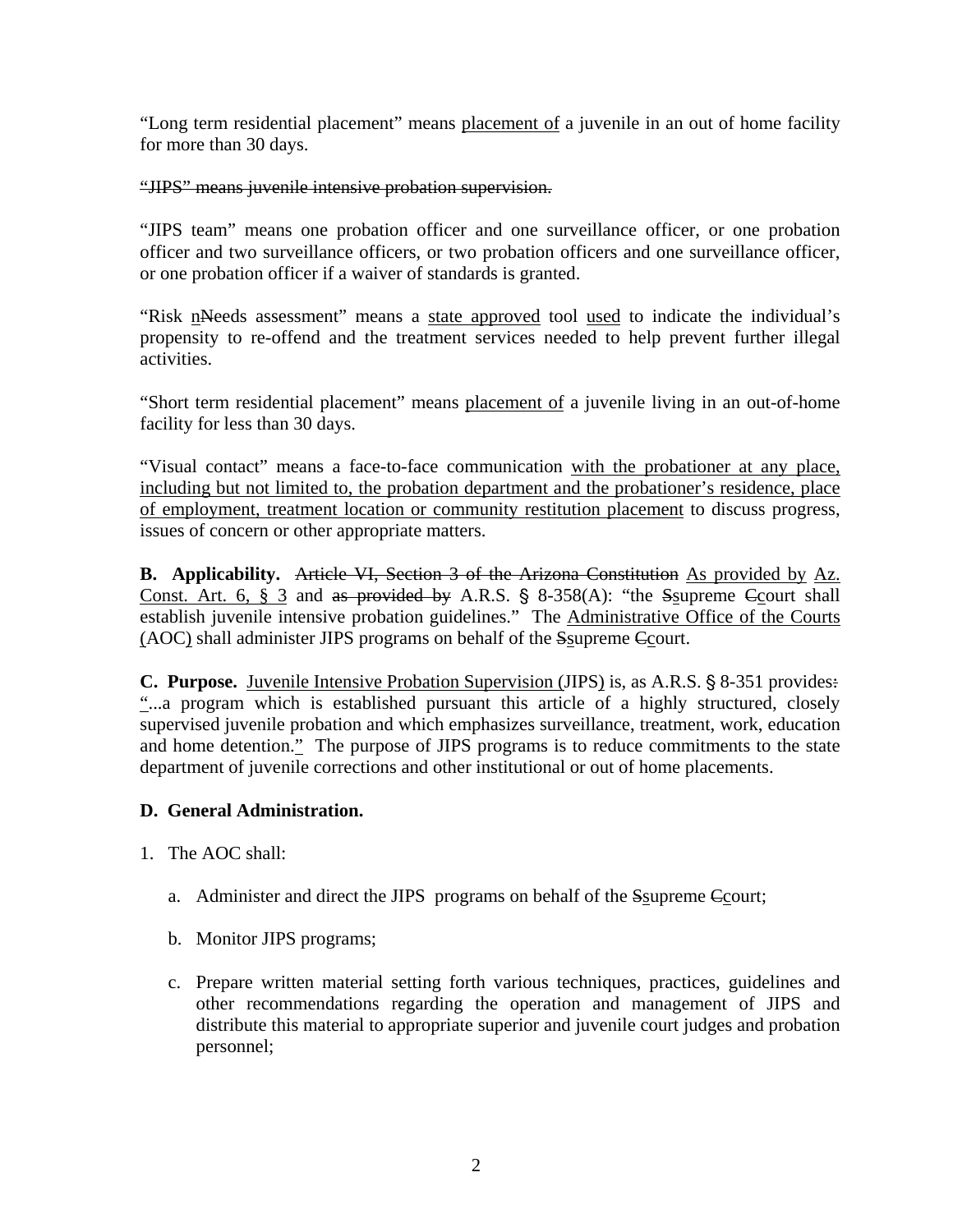"Long term residential placement" means placement of a juvenile in an out of home facility for more than 30 days.

~~"JIPS" means juvenile intensive probation supervision.~~

"JIPS team" means one probation officer and one surveillance officer, or one probation officer and two surveillance officers, or two probation officers and one surveillance officer, or one probation officer if a waiver of standards is granted.

"Risk n~~N~~eeds assessment" means a state approved tool used to indicate the individual's propensity to re-offend and the treatment services needed to help prevent further illegal activities.

"Short term residential placement" means placement of a juvenile living in an out-of-home facility for less than 30 days.

"Visual contact" means a face-to-face communication with the probationer at any place, including but not limited to, the probation department and the probationer's residence, place of employment, treatment location or community restitution placement to discuss progress, issues of concern or other appropriate matters.

**B. Applicability.** ~~Article VI, Section 3 of the Arizona Constitution~~ As provided by Az. Const. Art. 6, § 3 and ~~as provided by~~ A.R.S. § 8-358(A): "the ~~S~~supreme ~~C~~court shall establish juvenile intensive probation guidelines." The Administrative Office of the Courts (AOC) shall administer JIPS programs on behalf of the ~~S~~supreme ~~C~~court.

**C. Purpose.** Juvenile Intensive Probation Supervision (JIPS) is, as A.R.S. § 8-351 provides~~:~~ "...a program which is established pursuant this article of a highly structured, closely supervised juvenile probation and which emphasizes surveillance, treatment, work, education and home detention." The purpose of JIPS programs is to reduce commitments to the state department of juvenile corrections and other institutional or out of home placements.

**D. General Administration.**

1. The AOC shall:

   a. Administer and direct the JIPS programs on behalf of the ~~S~~supreme ~~C~~court;

   b. Monitor JIPS programs;

   c. Prepare written material setting forth various techniques, practices, guidelines and other recommendations regarding the operation and management of JIPS and distribute this material to appropriate superior and juvenile court judges and probation personnel;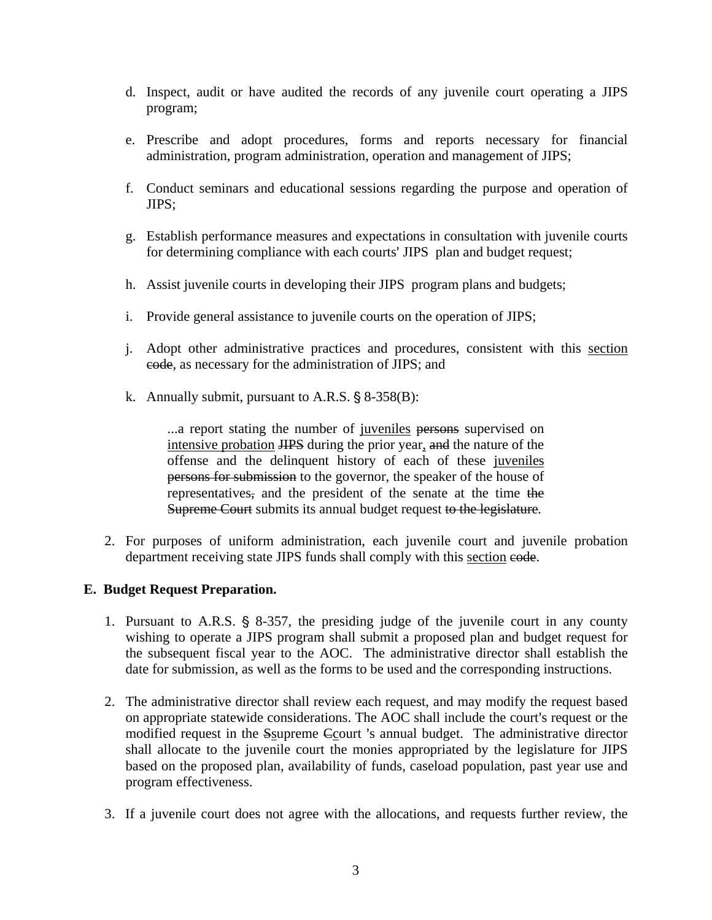d. Inspect, audit or have audited the records of any juvenile court operating a JIPS program;

e. Prescribe and adopt procedures, forms and reports necessary for financial administration, program administration, operation and management of JIPS;

f. Conduct seminars and educational sessions regarding the purpose and operation of JIPS;

g. Establish performance measures and expectations in consultation with juvenile courts for determining compliance with each courts' JIPS plan and budget request;

h. Assist juvenile courts in developing their JIPS program plans and budgets;

i. Provide general assistance to juvenile courts on the operation of JIPS;

j. Adopt other administrative practices and procedures, consistent with this <u>section</u> ~~code~~, as necessary for the administration of JIPS; and

k. Annually submit, pursuant to A.R.S. § 8-358(B):

> ...a report stating the number of <u>juveniles</u> ~~persons~~ supervised on <u>intensive probation</u> ~~JIPS~~ during the prior year<u>,</u> ~~and~~ the nature of the offense and the delinquent history of each of these <u>juveniles</u> ~~persons for submission~~ to the governor, the speaker of the house of representatives~~,~~ and the president of the senate at the time ~~the Supreme Court~~ submits its annual budget request ~~to the legislature~~.

2. For purposes of uniform administration, each juvenile court and juvenile probation department receiving state JIPS funds shall comply with this <u>section</u> ~~code~~.

**E. Budget Request Preparation.**

1. Pursuant to A.R.S. § 8-357, the presiding judge of the juvenile court in any county wishing to operate a JIPS program shall submit a proposed plan and budget request for the subsequent fiscal year to the AOC. The administrative director shall establish the date for submission, as well as the forms to be used and the corresponding instructions.

2. The administrative director shall review each request, and may modify the request based on appropriate statewide considerations. The AOC shall include the court's request or the modified request in the ~~S~~<u>s</u>upreme ~~C~~<u>c</u>ourt 's annual budget. The administrative director shall allocate to the juvenile court the monies appropriated by the legislature for JIPS based on the proposed plan, availability of funds, caseload population, past year use and program effectiveness.

3. If a juvenile court does not agree with the allocations, and requests further review, the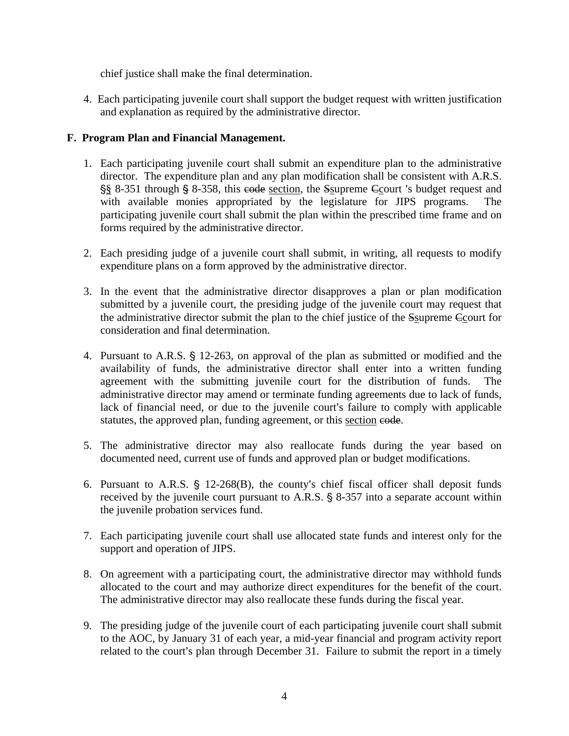chief justice shall make the final determination.

4. Each participating juvenile court shall support the budget request with written justification and explanation as required by the administrative director.

**F. Program Plan and Financial Management.**

1. Each participating juvenile court shall submit an expenditure plan to the administrative director. The expenditure plan and any plan modification shall be consistent with A.R.S. §<u>§</u> 8-351 through § 8-358, this ~~code~~ <u>section</u>, the ~~S~~<u>s</u>upreme ~~C~~<u>c</u>ourt 's budget request and with available monies appropriated by the legislature for JIPS programs. The participating juvenile court shall submit the plan within the prescribed time frame and on forms required by the administrative director.

2. Each presiding judge of a juvenile court shall submit, in writing, all requests to modify expenditure plans on a form approved by the administrative director.

3. In the event that the administrative director disapproves a plan or plan modification submitted by a juvenile court, the presiding judge of the juvenile court may request that the administrative director submit the plan to the chief justice of the ~~S~~<u>s</u>upreme ~~C~~<u>c</u>ourt for consideration and final determination.

4. Pursuant to A.R.S. § 12-263, on approval of the plan as submitted or modified and the availability of funds, the administrative director shall enter into a written funding agreement with the submitting juvenile court for the distribution of funds. The administrative director may amend or terminate funding agreements due to lack of funds, lack of financial need, or due to the juvenile court's failure to comply with applicable statutes, the approved plan, funding agreement, or this <u>section</u> ~~code~~.

5. The administrative director may also reallocate funds during the year based on documented need, current use of funds and approved plan or budget modifications.

6. Pursuant to A.R.S. § 12-268(B), the county's chief fiscal officer shall deposit funds received by the juvenile court pursuant to A.R.S. § 8-357 into a separate account within the juvenile probation services fund.

7. Each participating juvenile court shall use allocated state funds and interest only for the support and operation of JIPS.

8. On agreement with a participating court, the administrative director may withhold funds allocated to the court and may authorize direct expenditures for the benefit of the court. The administrative director may also reallocate these funds during the fiscal year.

9. The presiding judge of the juvenile court of each participating juvenile court shall submit to the AOC, by January 31 of each year, a mid-year financial and program activity report related to the court's plan through December 31. Failure to submit the report in a timely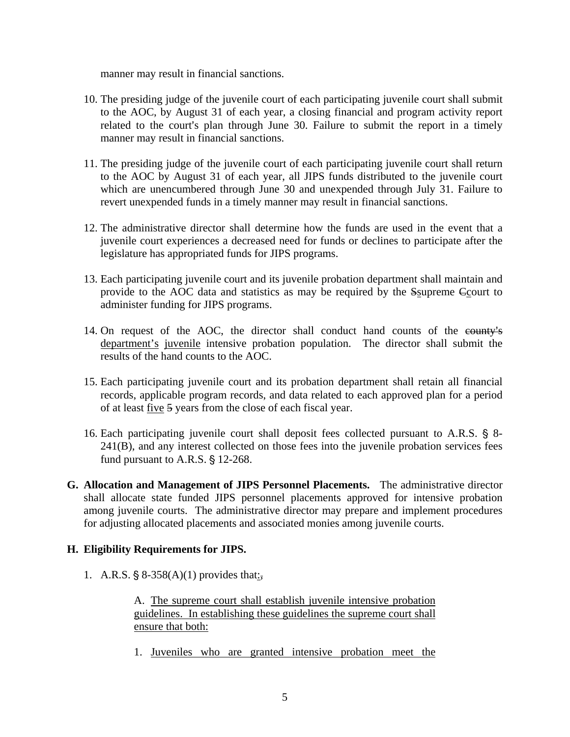manner may result in financial sanctions.

10. The presiding judge of the juvenile court of each participating juvenile court shall submit to the AOC, by August 31 of each year, a closing financial and program activity report related to the court's plan through June 30. Failure to submit the report in a timely manner may result in financial sanctions.

11. The presiding judge of the juvenile court of each participating juvenile court shall return to the AOC by August 31 of each year, all JIPS funds distributed to the juvenile court which are unencumbered through June 30 and unexpended through July 31. Failure to revert unexpended funds in a timely manner may result in financial sanctions.

12. The administrative director shall determine how the funds are used in the event that a juvenile court experiences a decreased need for funds or declines to participate after the legislature has appropriated funds for JIPS programs.

13. Each participating juvenile court and its juvenile probation department shall maintain and provide to the AOC data and statistics as may be required by the ~~S~~supreme ~~C~~court to administer funding for JIPS programs.

14. On request of the AOC, the director shall conduct hand counts of the ~~county's~~ department's juvenile intensive probation population. The director shall submit the results of the hand counts to the AOC.

15. Each participating juvenile court and its probation department shall retain all financial records, applicable program records, and data related to each approved plan for a period of at least five ~~5~~ years from the close of each fiscal year.

16. Each participating juvenile court shall deposit fees collected pursuant to A.R.S. § 8-241(B), and any interest collected on those fees into the juvenile probation services fees fund pursuant to A.R.S. § 12-268.

**G. Allocation and Management of JIPS Personnel Placements.** The administrative director shall allocate state funded JIPS personnel placements approved for intensive probation among juvenile courts. The administrative director may prepare and implement procedures for adjusting allocated placements and associated monies among juvenile courts.

**H. Eligibility Requirements for JIPS.**

1. A.R.S. § 8-358(A)(1) provides that:~~,~~

   A. The supreme court shall establish juvenile intensive probation guidelines. In establishing these guidelines the supreme court shall ensure that both:

   1. Juveniles who are granted intensive probation meet the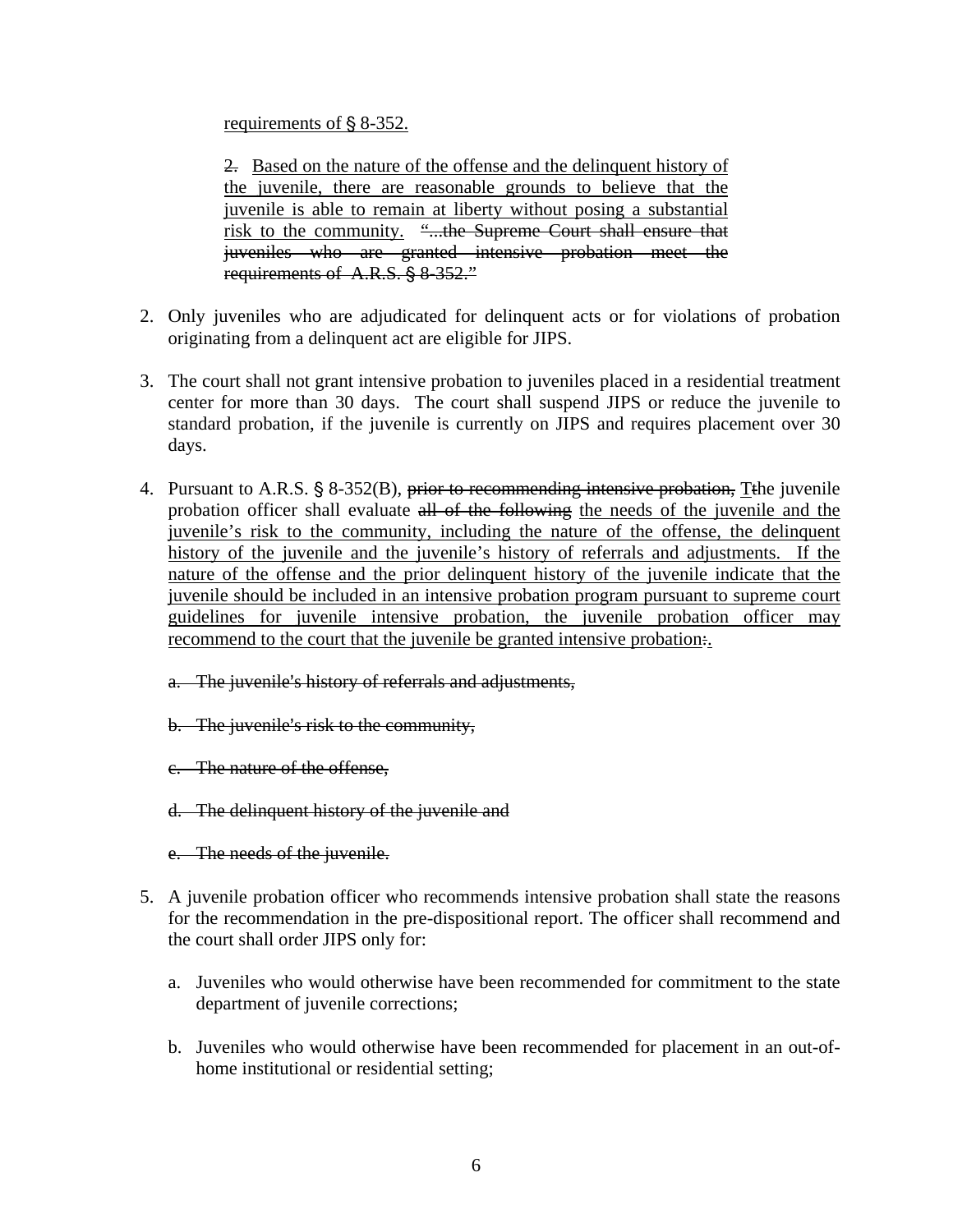requirements of § 8-352.

~~2.~~ Based on the nature of the offense and the delinquent history of the juvenile, there are reasonable grounds to believe that the juvenile is able to remain at liberty without posing a substantial risk to the community. ~~"...the Supreme Court shall ensure that juveniles who are granted intensive probation meet the requirements of A.R.S. § 8-352."~~

2. Only juveniles who are adjudicated for delinquent acts or for violations of probation originating from a delinquent act are eligible for JIPS.

3. The court shall not grant intensive probation to juveniles placed in a residential treatment center for more than 30 days. The court shall suspend JIPS or reduce the juvenile to standard probation, if the juvenile is currently on JIPS and requires placement over 30 days.

4. Pursuant to A.R.S. § 8-352(B), ~~prior to recommending intensive probation,~~ T~~t~~he juvenile probation officer shall evaluate ~~all of the following~~ the needs of the juvenile and the juvenile's risk to the community, including the nature of the offense, the delinquent history of the juvenile and the juvenile's history of referrals and adjustments. If the nature of the offense and the prior delinquent history of the juvenile indicate that the juvenile should be included in an intensive probation program pursuant to supreme court guidelines for juvenile intensive probation, the juvenile probation officer may recommend to the court that the juvenile be granted intensive probation~~:~~.

   ~~a. The juvenile's history of referrals and adjustments,~~

   ~~b. The juvenile's risk to the community,~~

   ~~c. The nature of the offense,~~

   ~~d. The delinquent history of the juvenile and~~

   ~~e. The needs of the juvenile.~~

5. A juvenile probation officer who recommends intensive probation shall state the reasons for the recommendation in the pre-dispositional report. The officer shall recommend and the court shall order JIPS only for:

   a. Juveniles who would otherwise have been recommended for commitment to the state department of juvenile corrections;

   b. Juveniles who would otherwise have been recommended for placement in an out-of-home institutional or residential setting;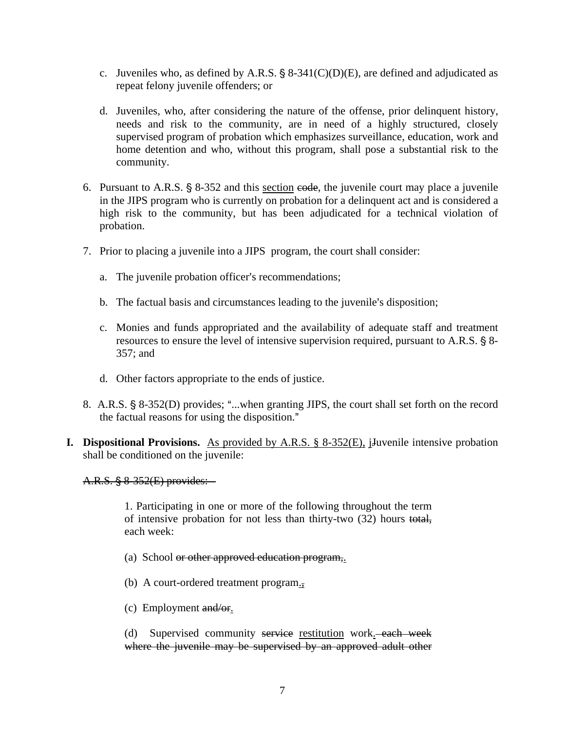c. Juveniles who, as defined by A.R.S. § 8-341(C)(D)(E), are defined and adjudicated as repeat felony juvenile offenders; or

d. Juveniles, who, after considering the nature of the offense, prior delinquent history, needs and risk to the community, are in need of a highly structured, closely supervised program of probation which emphasizes surveillance, education, work and home detention and who, without this program, shall pose a substantial risk to the community.

6. Pursuant to A.R.S. § 8-352 and this <u>section</u> ~~code~~, the juvenile court may place a juvenile in the JIPS program who is currently on probation for a delinquent act and is considered a high risk to the community, but has been adjudicated for a technical violation of probation.

7. Prior to placing a juvenile into a JIPS program, the court shall consider:

   a. The juvenile probation officer's recommendations;

   b. The factual basis and circumstances leading to the juvenile's disposition;

   c. Monies and funds appropriated and the availability of adequate staff and treatment resources to ensure the level of intensive supervision required, pursuant to A.R.S. § 8-357; and

   d. Other factors appropriate to the ends of justice.

8. A.R.S. § 8-352(D) provides; "...when granting JIPS, the court shall set forth on the record the factual reasons for using the disposition."

**I. Dispositional Provisions.** <u>As provided by A.R.S. § 8-352(E), j</u>~~J~~uvenile intensive probation shall be conditioned on the juvenile:

~~A.R.S. § 8-352(E) provides:~~

> 1. Participating in one or more of the following throughout the term of intensive probation for not less than thirty-two (32) hours ~~total,~~ each week:
>
> (a) School ~~or other approved education program,~~<u>.</u>
>
> (b) A court-ordered treatment program<u>.</u>~~,~~
>
> (c) Employment ~~and/or~~<u>.</u>
>
> (d) Supervised community ~~service~~ <u>restitution</u> work<u>.</u> ~~each week where the juvenile may be supervised by an approved adult other~~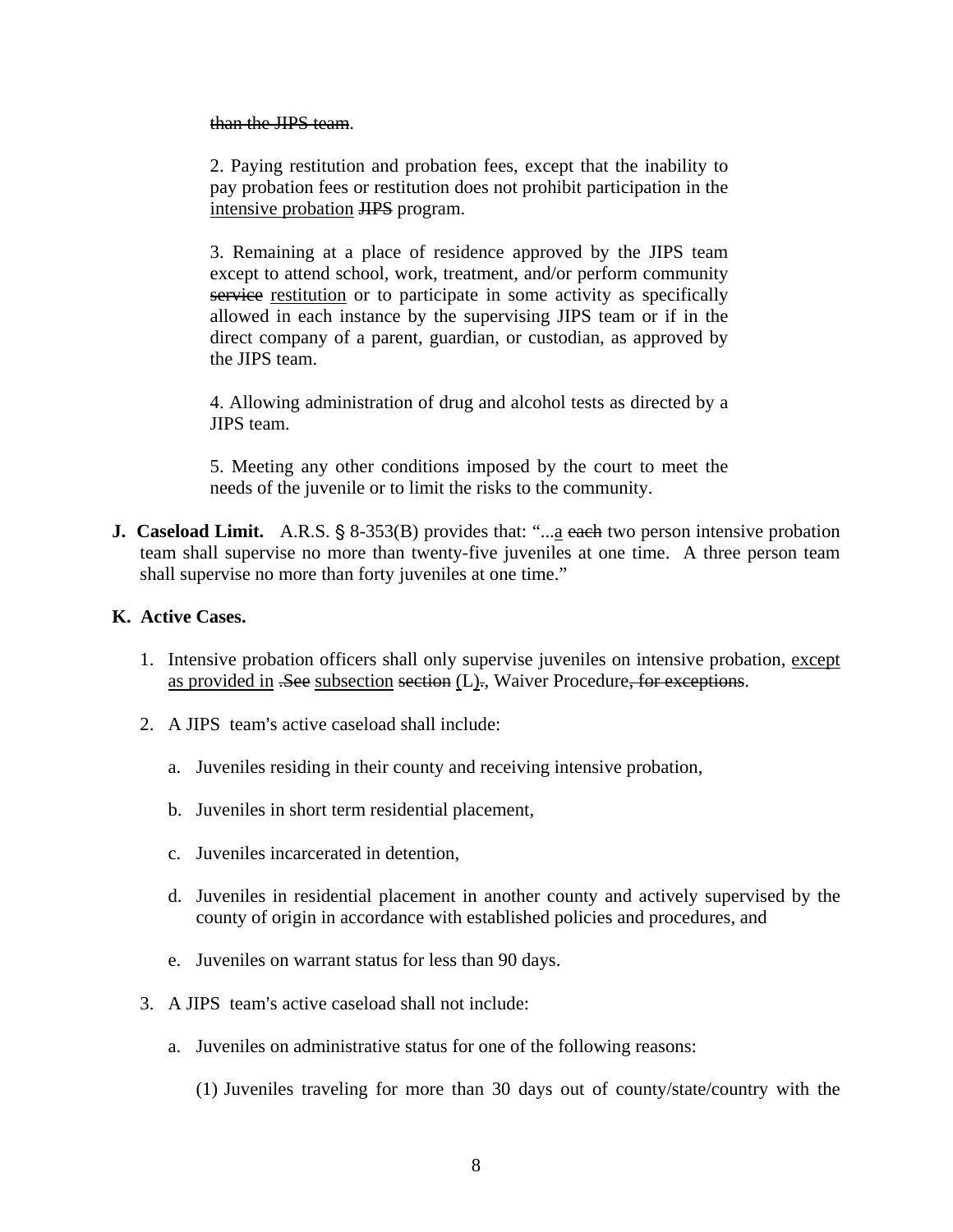~~than the JIPS team~~.

2. Paying restitution and probation fees, except that the inability to pay probation fees or restitution does not prohibit participation in the <u>intensive probation</u> ~~JIPS~~ program.

3. Remaining at a place of residence approved by the JIPS team except to attend school, work, treatment, and/or perform community ~~service~~ <u>restitution</u> or to participate in some activity as specifically allowed in each instance by the supervising JIPS team or if in the direct company of a parent, guardian, or custodian, as approved by the JIPS team.

4. Allowing administration of drug and alcohol tests as directed by a JIPS team.

5. Meeting any other conditions imposed by the court to meet the needs of the juvenile or to limit the risks to the community.

**J. Caseload Limit.** A.R.S. § 8-353(B) provides that: "...<u>a</u> ~~each~~ two person intensive probation team shall supervise no more than twenty-five juveniles at one time. A three person team shall supervise no more than forty juveniles at one time."

**K. Active Cases.**

1. Intensive probation officers shall only supervise juveniles on intensive probation, <u>except as provided in</u> ~~.See~~ <u>subsection</u> ~~section~~ (L)~~.~~, Waiver Procedure~~, for exceptions~~.

2. A JIPS team's active caseload shall include:

   a. Juveniles residing in their county and receiving intensive probation,

   b. Juveniles in short term residential placement,

   c. Juveniles incarcerated in detention,

   d. Juveniles in residential placement in another county and actively supervised by the county of origin in accordance with established policies and procedures, and

   e. Juveniles on warrant status for less than 90 days.

3. A JIPS team's active caseload shall not include:

   a. Juveniles on administrative status for one of the following reasons:

      (1) Juveniles traveling for more than 30 days out of county/state/country with the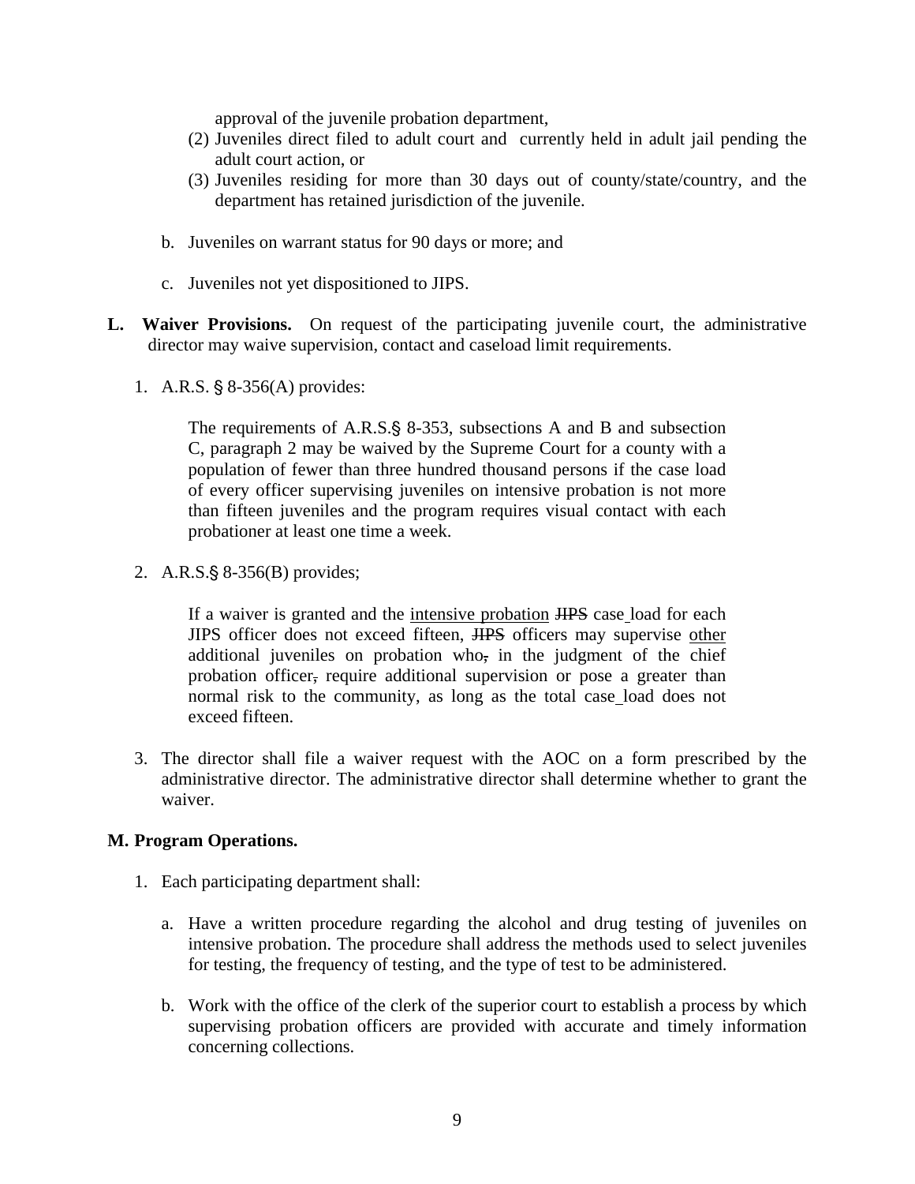approval of the juvenile probation department,

(2) Juveniles direct filed to adult court and currently held in adult jail pending the adult court action, or

(3) Juveniles residing for more than 30 days out of county/state/country, and the department has retained jurisdiction of the juvenile.

b. Juveniles on warrant status for 90 days or more; and

c. Juveniles not yet dispositioned to JIPS.

**L. Waiver Provisions.** On request of the participating juvenile court, the administrative director may waive supervision, contact and caseload limit requirements.

1. A.R.S. § 8-356(A) provides:

> The requirements of A.R.S.§ 8-353, subsections A and B and subsection C, paragraph 2 may be waived by the Supreme Court for a county with a population of fewer than three hundred thousand persons if the case load of every officer supervising juveniles on intensive probation is not more than fifteen juveniles and the program requires visual contact with each probationer at least one time a week.

2. A.R.S.§ 8-356(B) provides;

> If a waiver is granted and the <u>intensive probation</u> ~~JIPS~~ case load for each JIPS officer does not exceed fifteen, ~~JIPS~~ officers may supervise <u>other</u> additional juveniles on probation who~~,~~ in the judgment of the chief probation officer~~,~~ require additional supervision or pose a greater than normal risk to the community, as long as the total case load does not exceed fifteen.

3. The director shall file a waiver request with the AOC on a form prescribed by the administrative director. The administrative director shall determine whether to grant the waiver.

**M. Program Operations.**

1. Each participating department shall:

   a. Have a written procedure regarding the alcohol and drug testing of juveniles on intensive probation. The procedure shall address the methods used to select juveniles for testing, the frequency of testing, and the type of test to be administered.

   b. Work with the office of the clerk of the superior court to establish a process by which supervising probation officers are provided with accurate and timely information concerning collections.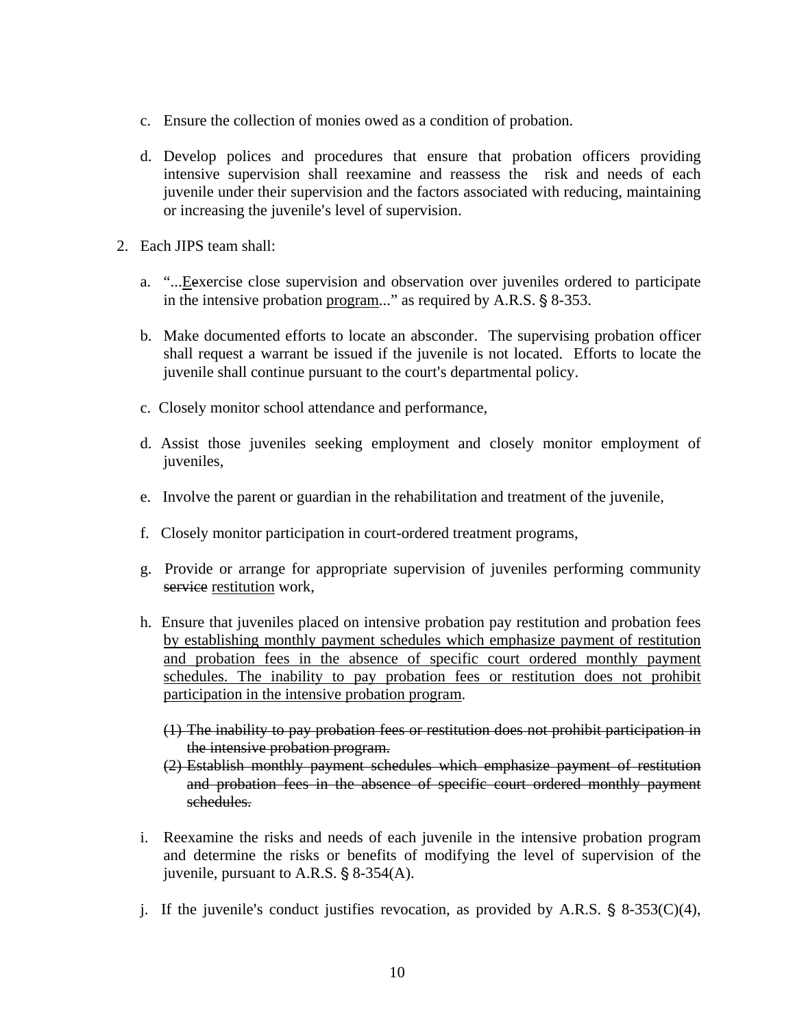c. Ensure the collection of monies owed as a condition of probation.

d. Develop polices and procedures that ensure that probation officers providing intensive supervision shall reexamine and reassess the risk and needs of each juvenile under their supervision and the factors associated with reducing, maintaining or increasing the juvenile's level of supervision.

2. Each JIPS team shall:

   a. "...<u>E</u>~~e~~xercise close supervision and observation over juveniles ordered to participate in the intensive probation <u>program</u>..." as required by A.R.S. § 8-353.

   b. Make documented efforts to locate an absconder. The supervising probation officer shall request a warrant be issued if the juvenile is not located. Efforts to locate the juvenile shall continue pursuant to the court's departmental policy.

   c. Closely monitor school attendance and performance,

   d. Assist those juveniles seeking employment and closely monitor employment of juveniles,

   e. Involve the parent or guardian in the rehabilitation and treatment of the juvenile,

   f. Closely monitor participation in court-ordered treatment programs,

   g. Provide or arrange for appropriate supervision of juveniles performing community ~~service~~ <u>restitution</u> work,

   h. Ensure that juveniles placed on intensive probation pay restitution and probation fees <u>by establishing monthly payment schedules which emphasize payment of restitution and probation fees in the absence of specific court ordered monthly payment schedules. The inability to pay probation fees or restitution does not prohibit participation in the intensive probation program</u>.

      ~~(1) The inability to pay probation fees or restitution does not prohibit participation in the intensive probation program.~~

      ~~(2) Establish monthly payment schedules which emphasize payment of restitution and probation fees in the absence of specific court ordered monthly payment schedules.~~

   i. Reexamine the risks and needs of each juvenile in the intensive probation program and determine the risks or benefits of modifying the level of supervision of the juvenile, pursuant to A.R.S. § 8-354(A).

   j. If the juvenile's conduct justifies revocation, as provided by A.R.S. § 8-353(C)(4),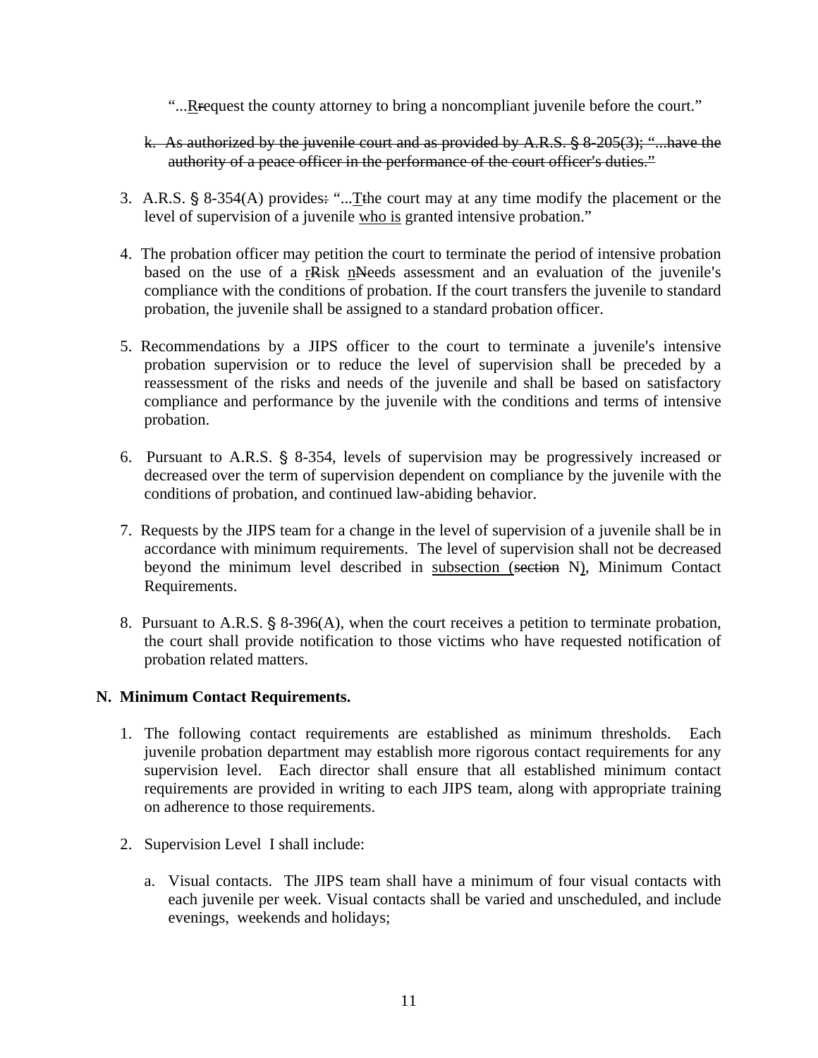"...~~R~~request the county attorney to bring a noncompliant juvenile before the court."

k. ~~As authorized by the juvenile court and as provided by A.R.S. § 8-205(3); "...have the authority of a peace officer in the performance of the court officer's duties."~~

3. A.R.S. § 8-354(A) provides~~:~~ "...T~~t~~he court may at any time modify the placement or the level of supervision of a juvenile who is granted intensive probation."

4. The probation officer may petition the court to terminate the period of intensive probation based on the use of a r~~R~~isk n~~N~~eeds assessment and an evaluation of the juvenile's compliance with the conditions of probation. If the court transfers the juvenile to standard probation, the juvenile shall be assigned to a standard probation officer.

5. Recommendations by a JIPS officer to the court to terminate a juvenile's intensive probation supervision or to reduce the level of supervision shall be preceded by a reassessment of the risks and needs of the juvenile and shall be based on satisfactory compliance and performance by the juvenile with the conditions and terms of intensive probation.

6. Pursuant to A.R.S. § 8-354, levels of supervision may be progressively increased or decreased over the term of supervision dependent on compliance by the juvenile with the conditions of probation, and continued law-abiding behavior.

7. Requests by the JIPS team for a change in the level of supervision of a juvenile shall be in accordance with minimum requirements. The level of supervision shall not be decreased beyond the minimum level described in subsection (~~section~~ N), Minimum Contact Requirements.

8. Pursuant to A.R.S. § 8-396(A), when the court receives a petition to terminate probation, the court shall provide notification to those victims who have requested notification of probation related matters.

**N. Minimum Contact Requirements.**

1. The following contact requirements are established as minimum thresholds. Each juvenile probation department may establish more rigorous contact requirements for any supervision level. Each director shall ensure that all established minimum contact requirements are provided in writing to each JIPS team, along with appropriate training on adherence to those requirements.

2. Supervision Level I shall include:

   a. Visual contacts. The JIPS team shall have a minimum of four visual contacts with each juvenile per week. Visual contacts shall be varied and unscheduled, and include evenings, weekends and holidays;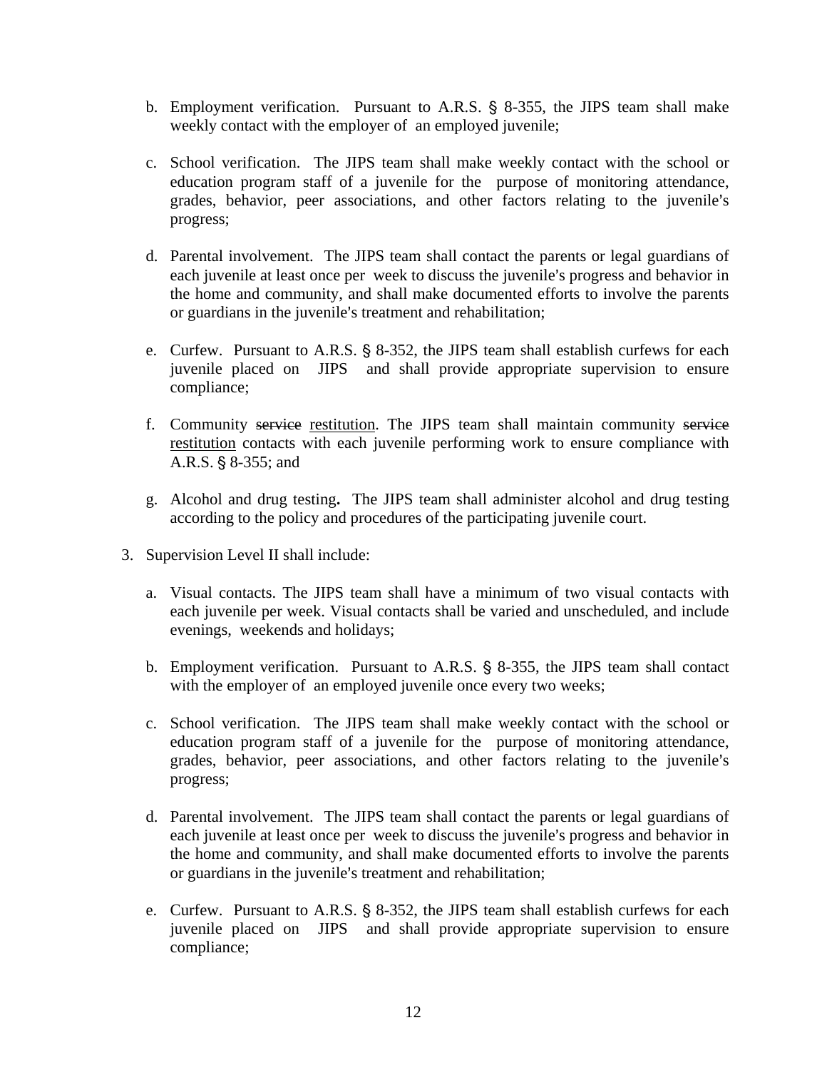b. Employment verification. Pursuant to A.R.S. § 8-355, the JIPS team shall make weekly contact with the employer of an employed juvenile;

c. School verification. The JIPS team shall make weekly contact with the school or education program staff of a juvenile for the purpose of monitoring attendance, grades, behavior, peer associations, and other factors relating to the juvenile's progress;

d. Parental involvement. The JIPS team shall contact the parents or legal guardians of each juvenile at least once per week to discuss the juvenile's progress and behavior in the home and community, and shall make documented efforts to involve the parents or guardians in the juvenile's treatment and rehabilitation;

e. Curfew. Pursuant to A.R.S. § 8-352, the JIPS team shall establish curfews for each juvenile placed on JIPS and shall provide appropriate supervision to ensure compliance;

f. Community ~~service~~ <u>restitution</u>. The JIPS team shall maintain community ~~service~~ <u>restitution</u> contacts with each juvenile performing work to ensure compliance with A.R.S. § 8-355; and

g. Alcohol and drug testing**.** The JIPS team shall administer alcohol and drug testing according to the policy and procedures of the participating juvenile court.

3. Supervision Level II shall include:

   a. Visual contacts. The JIPS team shall have a minimum of two visual contacts with each juvenile per week. Visual contacts shall be varied and unscheduled, and include evenings, weekends and holidays;

   b. Employment verification. Pursuant to A.R.S. § 8-355, the JIPS team shall contact with the employer of an employed juvenile once every two weeks;

   c. School verification. The JIPS team shall make weekly contact with the school or education program staff of a juvenile for the purpose of monitoring attendance, grades, behavior, peer associations, and other factors relating to the juvenile's progress;

   d. Parental involvement. The JIPS team shall contact the parents or legal guardians of each juvenile at least once per week to discuss the juvenile's progress and behavior in the home and community, and shall make documented efforts to involve the parents or guardians in the juvenile's treatment and rehabilitation;

   e. Curfew. Pursuant to A.R.S. § 8-352, the JIPS team shall establish curfews for each juvenile placed on JIPS and shall provide appropriate supervision to ensure compliance;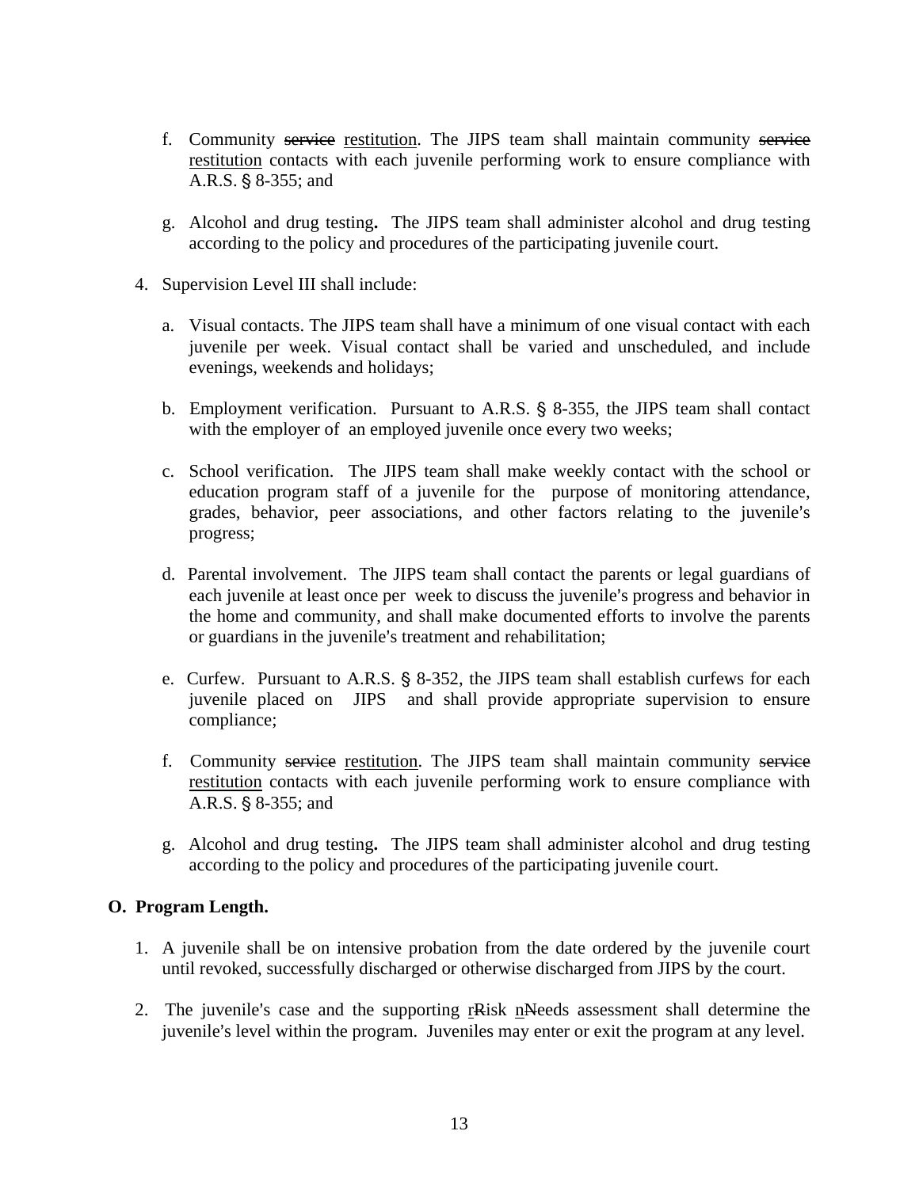f. Community ~~service~~ restitution. The JIPS team shall maintain community ~~service~~ restitution contacts with each juvenile performing work to ensure compliance with A.R.S. § 8-355; and

g. Alcohol and drug testing**.** The JIPS team shall administer alcohol and drug testing according to the policy and procedures of the participating juvenile court.

4. Supervision Level III shall include:

   a. Visual contacts. The JIPS team shall have a minimum of one visual contact with each juvenile per week. Visual contact shall be varied and unscheduled, and include evenings, weekends and holidays;

   b. Employment verification. Pursuant to A.R.S. § 8-355, the JIPS team shall contact with the employer of an employed juvenile once every two weeks;

   c. School verification. The JIPS team shall make weekly contact with the school or education program staff of a juvenile for the purpose of monitoring attendance, grades, behavior, peer associations, and other factors relating to the juvenile's progress;

   d. Parental involvement. The JIPS team shall contact the parents or legal guardians of each juvenile at least once per week to discuss the juvenile's progress and behavior in the home and community, and shall make documented efforts to involve the parents or guardians in the juvenile's treatment and rehabilitation;

   e. Curfew. Pursuant to A.R.S. § 8-352, the JIPS team shall establish curfews for each juvenile placed on JIPS and shall provide appropriate supervision to ensure compliance;

   f. Community ~~service~~ restitution. The JIPS team shall maintain community ~~service~~ restitution contacts with each juvenile performing work to ensure compliance with A.R.S. § 8-355; and

   g. Alcohol and drug testing**.** The JIPS team shall administer alcohol and drug testing according to the policy and procedures of the participating juvenile court.

**O. Program Length.**

1. A juvenile shall be on intensive probation from the date ordered by the juvenile court until revoked, successfully discharged or otherwise discharged from JIPS by the court.

2. The juvenile's case and the supporting r~~R~~isk n~~N~~eeds assessment shall determine the juvenile's level within the program. Juveniles may enter or exit the program at any level.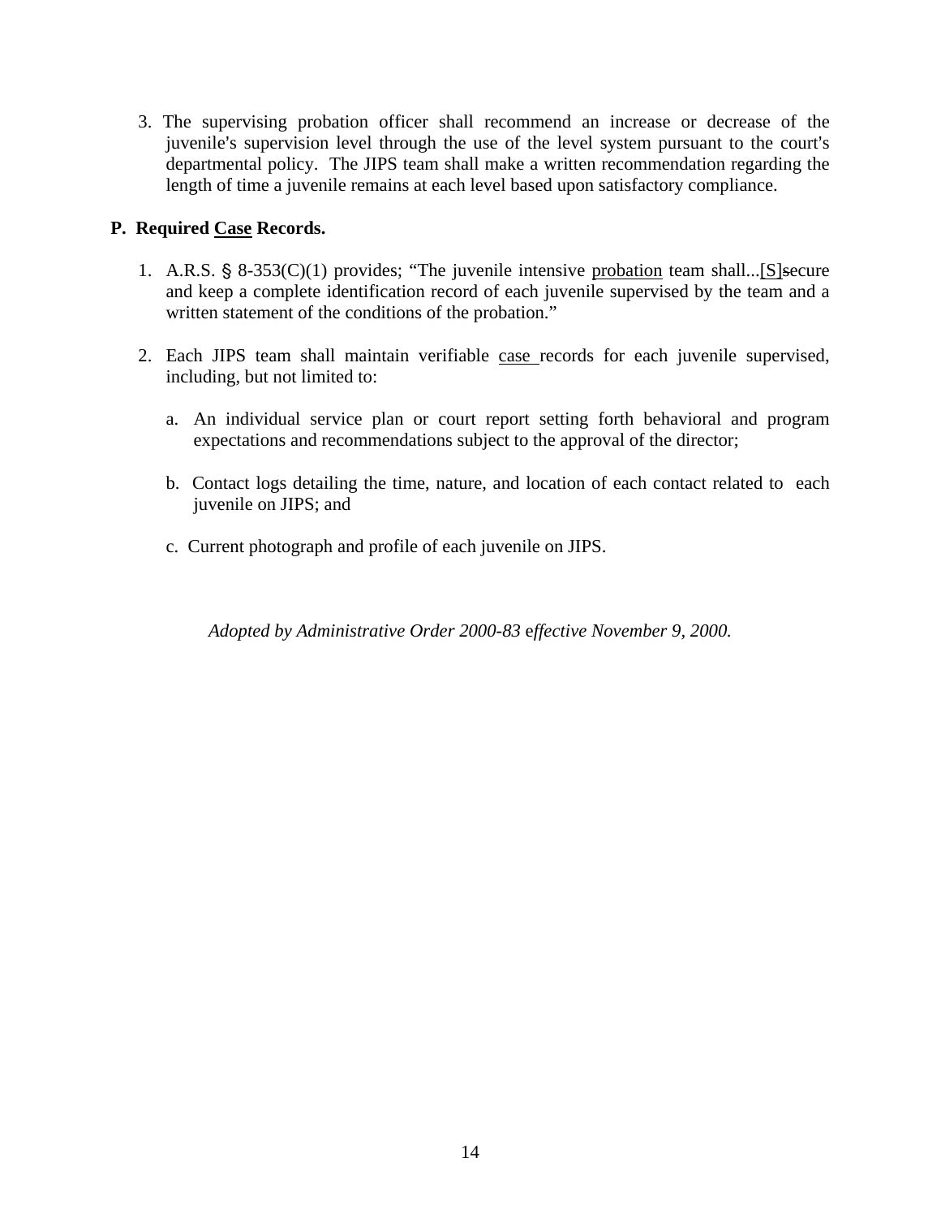3. The supervising probation officer shall recommend an increase or decrease of the juvenile's supervision level through the use of the level system pursuant to the court's departmental policy. The JIPS team shall make a written recommendation regarding the length of time a juvenile remains at each level based upon satisfactory compliance.

**P. Required <u>Case</u> Records.**

1. A.R.S. § 8-353(C)(1) provides; "The juvenile intensive <u>probation</u> team shall...<u>[S]</u>~~s~~ecure and keep a complete identification record of each juvenile supervised by the team and a written statement of the conditions of the probation."

2. Each JIPS team shall maintain verifiable <u>case</u> records for each juvenile supervised, including, but not limited to:

   a. An individual service plan or court report setting forth behavioral and program expectations and recommendations subject to the approval of the director;

   b. Contact logs detailing the time, nature, and location of each contact related to each juvenile on JIPS; and

   c. Current photograph and profile of each juvenile on JIPS.

*Adopted by Administrative Order 2000-83 effective November 9, 2000.*